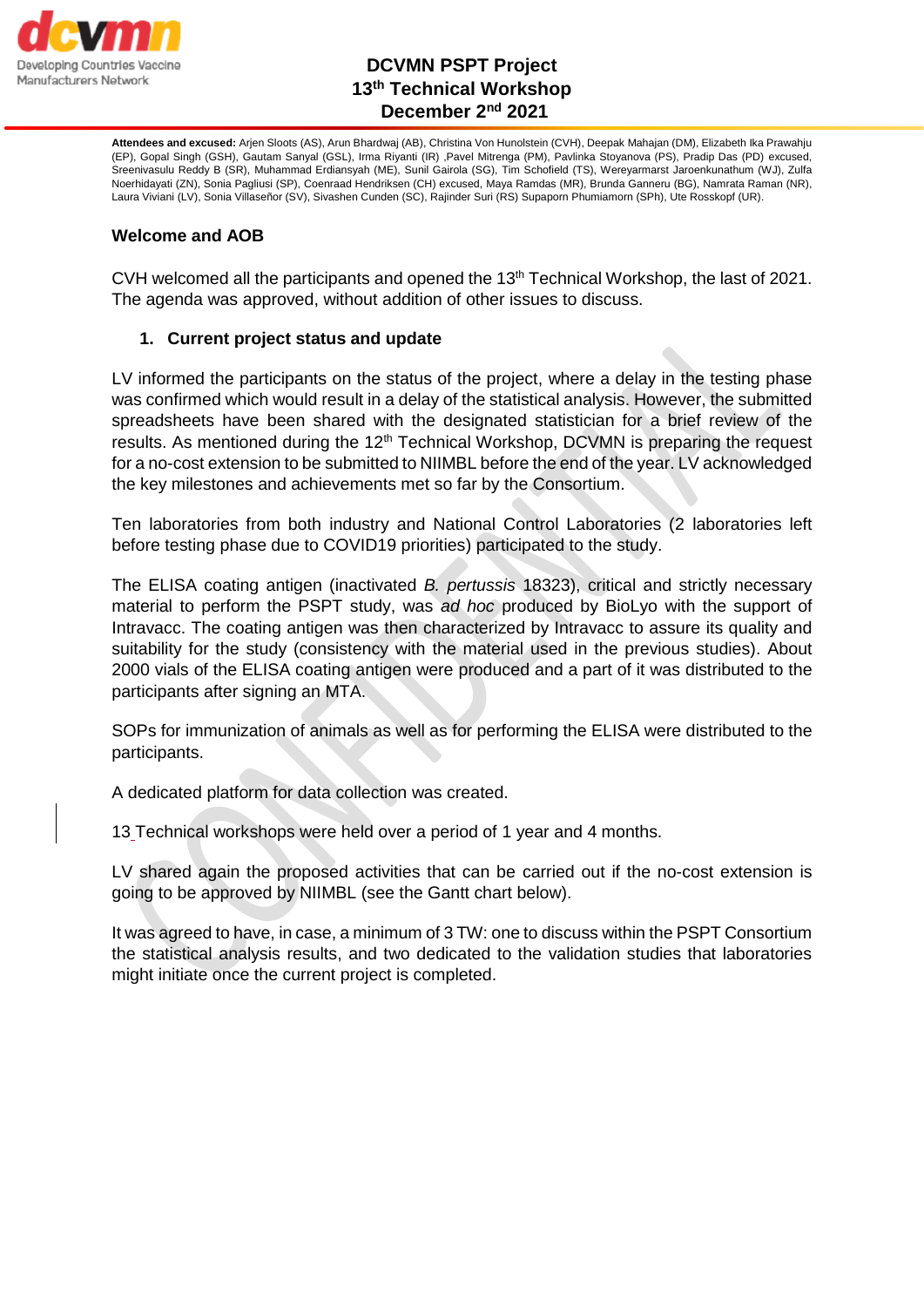# DCVMN PSPT Project
## 13th Technical Workshop
## December 2nd 2021

**Attendees and excused:** Arjen Sloots (AS), Arun Bhardwaj (AB), Christina Von Hunolstein (CVH), Deepak Mahajan (DM), Elizabeth Ika Prawahju (EP), Gopal Singh (GSH), Gautam Sanyal (GSL), Irma Riyanti (IR) ,Pavel Mitrenga (PM), Pavlinka Stoyanova (PS), Pradip Das (PD) excused, Sreenivasulu Reddy B (SR), Muhammad Erdiansyah (ME), Sunil Gairola (SG), Tim Schofield (TS), Wereyarmarst Jaroenkunathum (WJ), Zulfa Noerhidayati (ZN), Sonia Pagliusi (SP), Coenraad Hendriksen (CH) excused, Maya Ramdas (MR), Brunda Ganneru (BG), Namrata Raman (NR), Laura Viviani (LV), Sonia Villaseñor (SV), Sivashen Cunden (SC), Rajinder Suri (RS) Supaporn Phumiamorn (SPh), Ute Rosskopf (UR).

### Welcome and AOB

CVH welcomed all the participants and opened the 13th Technical Workshop, the last of 2021. The agenda was approved, without addition of other issues to discuss.

1. **Current project status and update**

LV informed the participants on the status of the project, where a delay in the testing phase was confirmed which would result in a delay of the statistical analysis. However, the submitted spreadsheets have been shared with the designated statistician for a brief review of the results. As mentioned during the 12th Technical Workshop, DCVMN is preparing the request for a no-cost extension to be submitted to NIIMBL before the end of the year. LV acknowledged the key milestones and achievements met so far by the Consortium.

Ten laboratories from both industry and National Control Laboratories (2 laboratories left before testing phase due to COVID19 priorities) participated to the study.

The ELISA coating antigen (inactivated *B. pertussis* 18323), critical and strictly necessary material to perform the PSPT study, was *ad hoc* produced by BioLyo with the support of Intravacc. The coating antigen was then characterized by Intravacc to assure its quality and suitability for the study (consistency with the material used in the previous studies). About 2000 vials of the ELISA coating antigen were produced and a part of it was distributed to the participants after signing an MTA.

SOPs for immunization of animals as well as for performing the ELISA were distributed to the participants.

A dedicated platform for data collection was created.

13 Technical workshops were held over a period of 1 year and 4 months.

LV shared again the proposed activities that can be carried out if the no-cost extension is going to be approved by NIIMBL (see the Gantt chart below).

It was agreed to have, in case, a minimum of 3 TW: one to discuss within the PSPT Consortium the statistical analysis results, and two dedicated to the validation studies that laboratories might initiate once the current project is completed.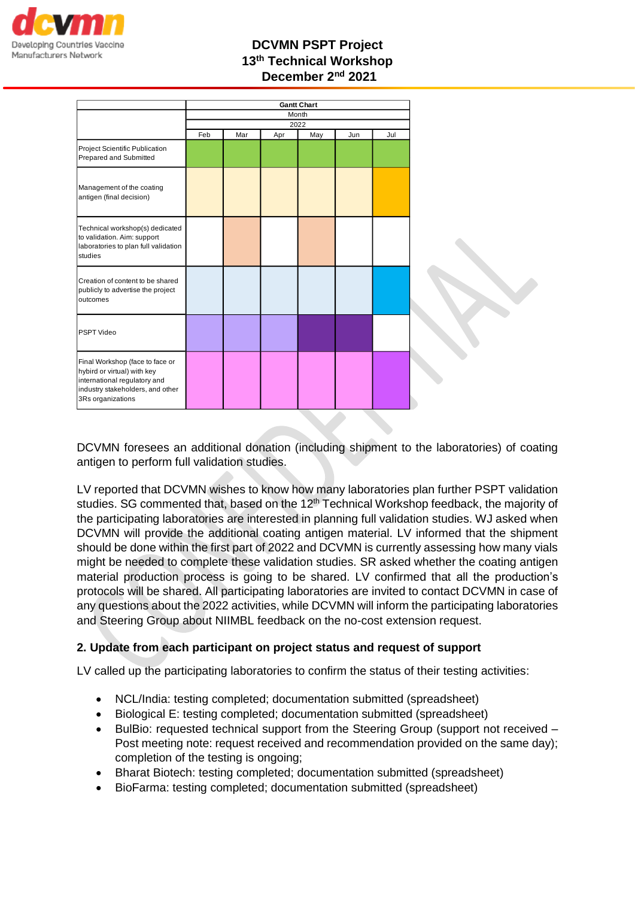| | Gantt Chart | | | | | |
|---|---|---|---|---|---|---|
| | Month | | | | | |
| | 2022 | | | | | |
| | Feb | Mar | Apr | May | Jun | Jul |
| Project Scientific Publication Prepared and Submitted | | | | | | |
| Management of the coating antigen (final decision) | | | | | | |
| Technical workshop(s) dedicated to validation. Aim: support laboratories to plan full validation studies | | | | | | |
| Creation of content to be shared publicly to advertise the project outcomes | | | | | | |
| PSPT Video | | | | | | |
| Final Workshop (face to face or hybrid or virtual) with key international regulatory and industry stakeholders, and other 3Rs organizations | | | | | | |

DCVMN foresees an additional donation (including shipment to the laboratories) of coating antigen to perform full validation studies.

LV reported that DCVMN wishes to know how many laboratories plan further PSPT validation studies. SG commented that, based on the 12th Technical Workshop feedback, the majority of the participating laboratories are interested in planning full validation studies. WJ asked when DCVMN will provide the additional coating antigen material. LV informed that the shipment should be done within the first part of 2022 and DCVMN is currently assessing how many vials might be needed to complete these validation studies. SR asked whether the coating antigen material production process is going to be shared. LV confirmed that all the production's protocols will be shared. All participating laboratories are invited to contact DCVMN in case of any questions about the 2022 activities, while DCVMN will inform the participating laboratories and Steering Group about NIIMBL feedback on the no-cost extension request.

## 2. Update from each participant on project status and request of support

LV called up the participating laboratories to confirm the status of their testing activities:

- NCL/India: testing completed; documentation submitted (spreadsheet)
- Biological E: testing completed; documentation submitted (spreadsheet)
- BulBio: requested technical support from the Steering Group (support not received – Post meeting note: request received and recommendation provided on the same day); completion of the testing is ongoing;
- Bharat Biotech: testing completed; documentation submitted (spreadsheet)
- BioFarma: testing completed; documentation submitted (spreadsheet)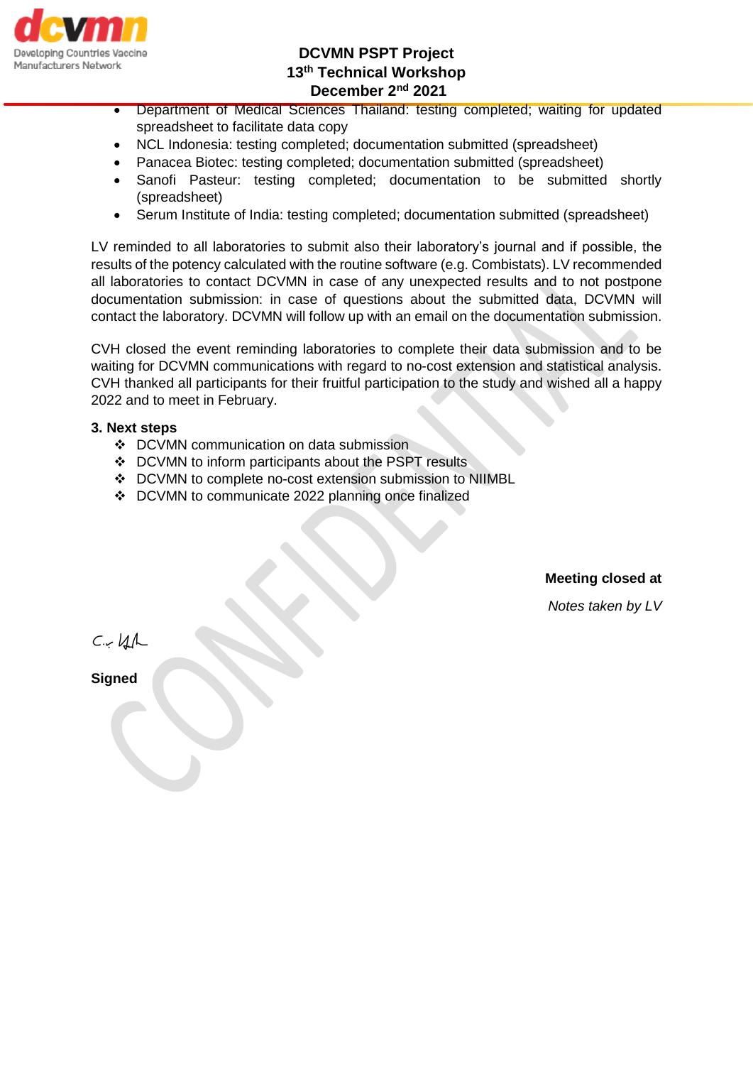- Department of Medical Sciences Thailand: testing completed; waiting for updated spreadsheet to facilitate data copy
- NCL Indonesia: testing completed; documentation submitted (spreadsheet)
- Panacea Biotec: testing completed; documentation submitted (spreadsheet)
- Sanofi Pasteur: testing completed; documentation to be submitted shortly (spreadsheet)
- Serum Institute of India: testing completed; documentation submitted (spreadsheet)

LV reminded to all laboratories to submit also their laboratory's journal and if possible, the results of the potency calculated with the routine software (e.g. Combistats). LV recommended all laboratories to contact DCVMN in case of any unexpected results and to not postpone documentation submission: in case of questions about the submitted data, DCVMN will contact the laboratory. DCVMN will follow up with an email on the documentation submission.

CVH closed the event reminding laboratories to complete their data submission and to be waiting for DCVMN communications with regard to no-cost extension and statistical analysis. CVH thanked all participants for their fruitful participation to the study and wished all a happy 2022 and to meet in February.

**3. Next steps**

- DCVMN communication on data submission
- DCVMN to inform participants about the PSPT results
- DCVMN to complete no-cost extension submission to NIIMBL
- DCVMN to communicate 2022 planning once finalized

**Meeting closed at**

*Notes taken by LV*

**Signed**